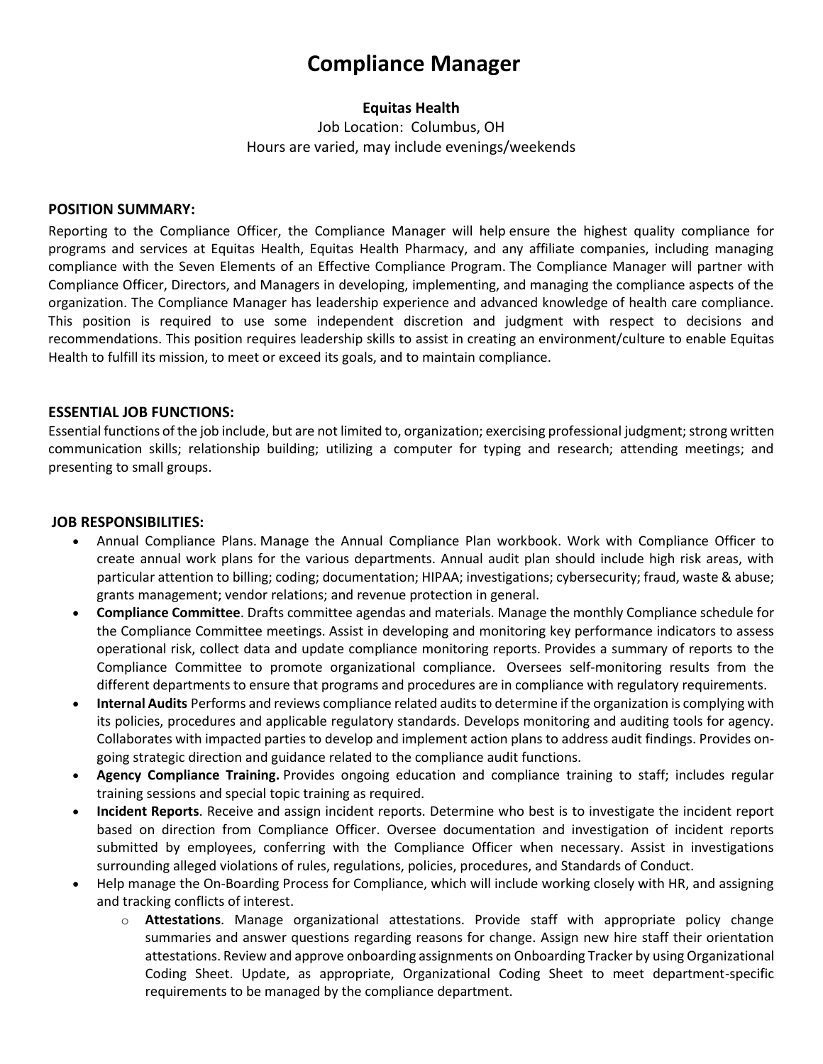# Compliance Manager

**Equitas Health**

Job Location: Columbus, OH

Hours are varied, may include evenings/weekends

## POSITION SUMMARY:

Reporting to the Compliance Officer, the Compliance Manager will help ensure the highest quality compliance for programs and services at Equitas Health, Equitas Health Pharmacy, and any affiliate companies, including managing compliance with the Seven Elements of an Effective Compliance Program. The Compliance Manager will partner with Compliance Officer, Directors, and Managers in developing, implementing, and managing the compliance aspects of the organization. The Compliance Manager has leadership experience and advanced knowledge of health care compliance. This position is required to use some independent discretion and judgment with respect to decisions and recommendations. This position requires leadership skills to assist in creating an environment/culture to enable Equitas Health to fulfill its mission, to meet or exceed its goals, and to maintain compliance.

## ESSENTIAL JOB FUNCTIONS:

Essential functions of the job include, but are not limited to, organization; exercising professional judgment; strong written communication skills; relationship building; utilizing a computer for typing and research; attending meetings; and presenting to small groups.

## JOB RESPONSIBILITIES:

- Annual Compliance Plans. Manage the Annual Compliance Plan workbook. Work with Compliance Officer to create annual work plans for the various departments. Annual audit plan should include high risk areas, with particular attention to billing; coding; documentation; HIPAA; investigations; cybersecurity; fraud, waste & abuse; grants management; vendor relations; and revenue protection in general.
- **Compliance Committee**. Drafts committee agendas and materials. Manage the monthly Compliance schedule for the Compliance Committee meetings. Assist in developing and monitoring key performance indicators to assess operational risk, collect data and update compliance monitoring reports. Provides a summary of reports to the Compliance Committee to promote organizational compliance. Oversees self-monitoring results from the different departments to ensure that programs and procedures are in compliance with regulatory requirements.
- **Internal Audits** Performs and reviews compliance related audits to determine if the organization is complying with its policies, procedures and applicable regulatory standards. Develops monitoring and auditing tools for agency. Collaborates with impacted parties to develop and implement action plans to address audit findings. Provides on-going strategic direction and guidance related to the compliance audit functions.
- **Agency Compliance Training.** Provides ongoing education and compliance training to staff; includes regular training sessions and special topic training as required.
- **Incident Reports**. Receive and assign incident reports. Determine who best is to investigate the incident report based on direction from Compliance Officer. Oversee documentation and investigation of incident reports submitted by employees, conferring with the Compliance Officer when necessary. Assist in investigations surrounding alleged violations of rules, regulations, policies, procedures, and Standards of Conduct.
- Help manage the On-Boarding Process for Compliance, which will include working closely with HR, and assigning and tracking conflicts of interest.
  - **Attestations**. Manage organizational attestations. Provide staff with appropriate policy change summaries and answer questions regarding reasons for change. Assign new hire staff their orientation attestations. Review and approve onboarding assignments on Onboarding Tracker by using Organizational Coding Sheet. Update, as appropriate, Organizational Coding Sheet to meet department-specific requirements to be managed by the compliance department.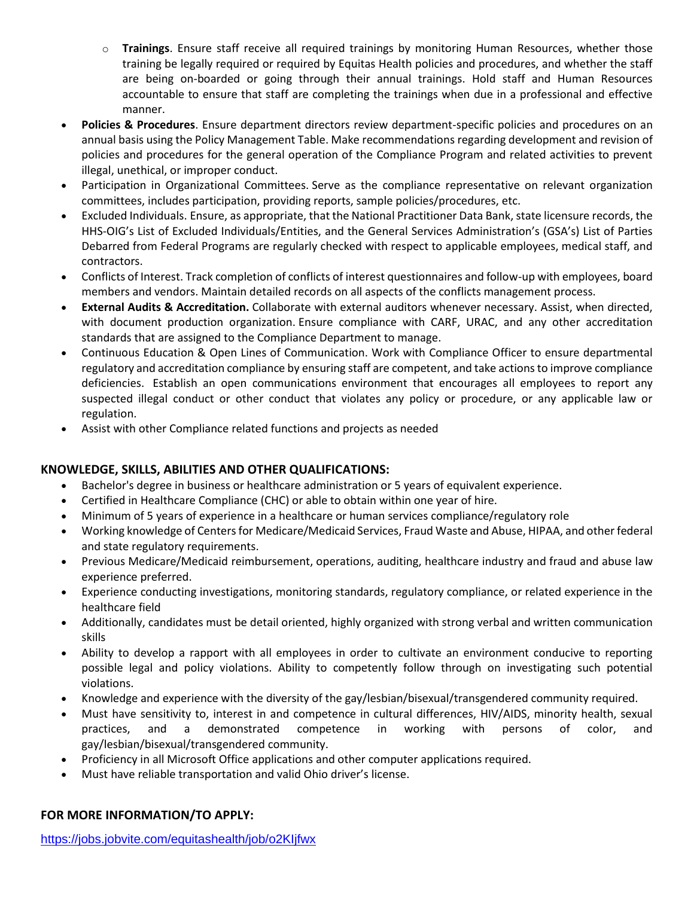- **Trainings**. Ensure staff receive all required trainings by monitoring Human Resources, whether those training be legally required or required by Equitas Health policies and procedures, and whether the staff are being on-boarded or going through their annual trainings. Hold staff and Human Resources accountable to ensure that staff are completing the trainings when due in a professional and effective manner.
- **Policies & Procedures**. Ensure department directors review department-specific policies and procedures on an annual basis using the Policy Management Table. Make recommendations regarding development and revision of policies and procedures for the general operation of the Compliance Program and related activities to prevent illegal, unethical, or improper conduct.
- Participation in Organizational Committees. Serve as the compliance representative on relevant organization committees, includes participation, providing reports, sample policies/procedures, etc.
- Excluded Individuals. Ensure, as appropriate, that the National Practitioner Data Bank, state licensure records, the HHS-OIG's List of Excluded Individuals/Entities, and the General Services Administration's (GSA's) List of Parties Debarred from Federal Programs are regularly checked with respect to applicable employees, medical staff, and contractors.
- Conflicts of Interest. Track completion of conflicts of interest questionnaires and follow-up with employees, board members and vendors. Maintain detailed records on all aspects of the conflicts management process.
- **External Audits & Accreditation.** Collaborate with external auditors whenever necessary. Assist, when directed, with document production organization. Ensure compliance with CARF, URAC, and any other accreditation standards that are assigned to the Compliance Department to manage.
- Continuous Education & Open Lines of Communication. Work with Compliance Officer to ensure departmental regulatory and accreditation compliance by ensuring staff are competent, and take actions to improve compliance deficiencies. Establish an open communications environment that encourages all employees to report any suspected illegal conduct or other conduct that violates any policy or procedure, or any applicable law or regulation.
- Assist with other Compliance related functions and projects as needed

**KNOWLEDGE, SKILLS, ABILITIES AND OTHER QUALIFICATIONS:**

- Bachelor's degree in business or healthcare administration or 5 years of equivalent experience.
- Certified in Healthcare Compliance (CHC) or able to obtain within one year of hire.
- Minimum of 5 years of experience in a healthcare or human services compliance/regulatory role
- Working knowledge of Centers for Medicare/Medicaid Services, Fraud Waste and Abuse, HIPAA, and other federal and state regulatory requirements.
- Previous Medicare/Medicaid reimbursement, operations, auditing, healthcare industry and fraud and abuse law experience preferred.
- Experience conducting investigations, monitoring standards, regulatory compliance, or related experience in the healthcare field
- Additionally, candidates must be detail oriented, highly organized with strong verbal and written communication skills
- Ability to develop a rapport with all employees in order to cultivate an environment conducive to reporting possible legal and policy violations. Ability to competently follow through on investigating such potential violations.
- Knowledge and experience with the diversity of the gay/lesbian/bisexual/transgendered community required.
- Must have sensitivity to, interest in and competence in cultural differences, HIV/AIDS, minority health, sexual practices, and a demonstrated competence in working with persons of color, and gay/lesbian/bisexual/transgendered community.
- Proficiency in all Microsoft Office applications and other computer applications required.
- Must have reliable transportation and valid Ohio driver's license.

**FOR MORE INFORMATION/TO APPLY:**

https://jobs.jobvite.com/equitashealth/job/o2KIjfwx